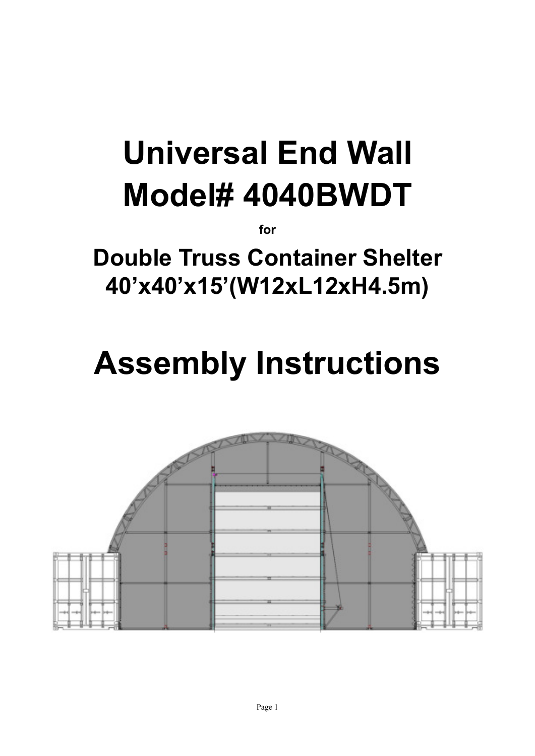# Universal End Wall
# Model# 4040BWDT

**for**

## Double Truss Container Shelter
## 40'x40'x15'(W12xL12xH4.5m)

# Assembly Instructions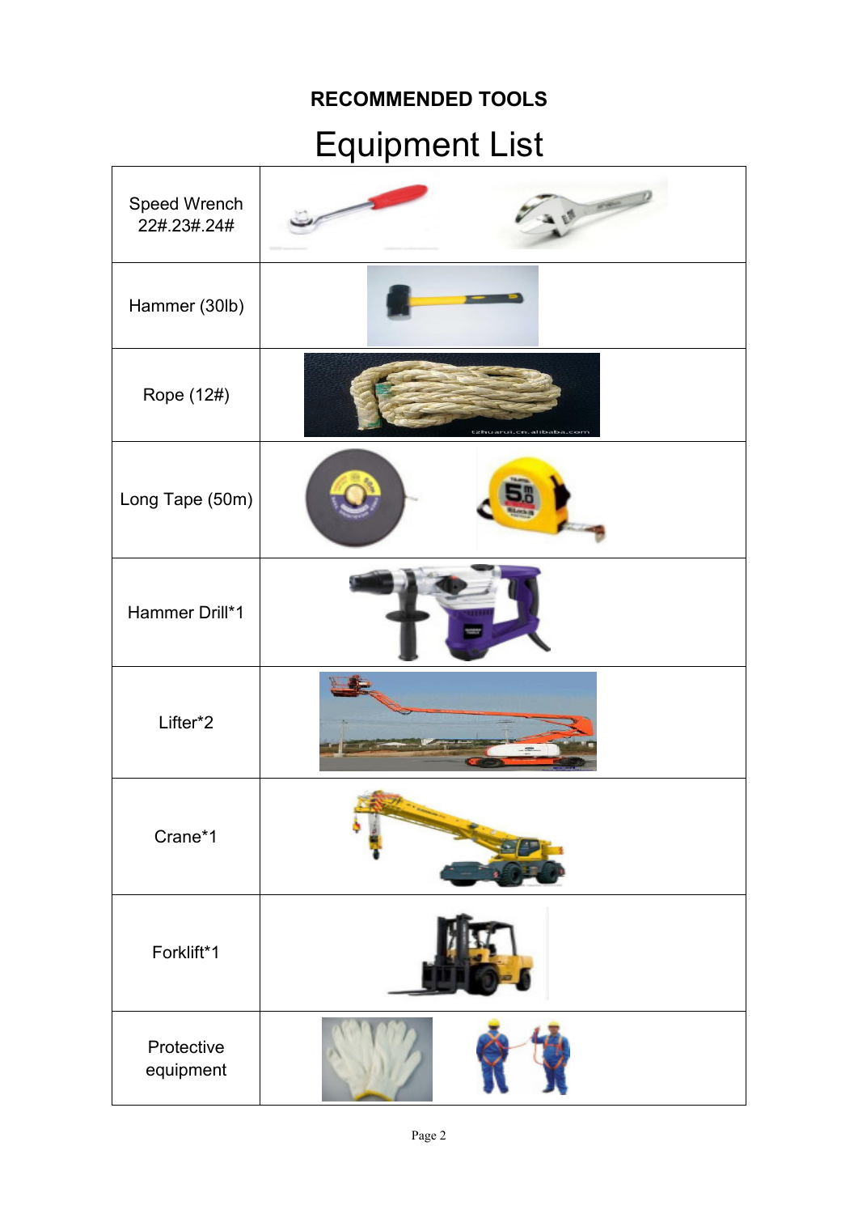**RECOMMENDED TOOLS**

# Equipment List

| Equipment | |
|---|---|
| Speed Wrench 22#.23#.24# | |
| Hammer (30lb) | |
| Rope (12#) | |
| Long Tape (50m) | |
| Hammer Drill*1 | |
| Lifter*2 | |
| Crane*1 | |
| Forklift*1 | |
| Protective equipment | |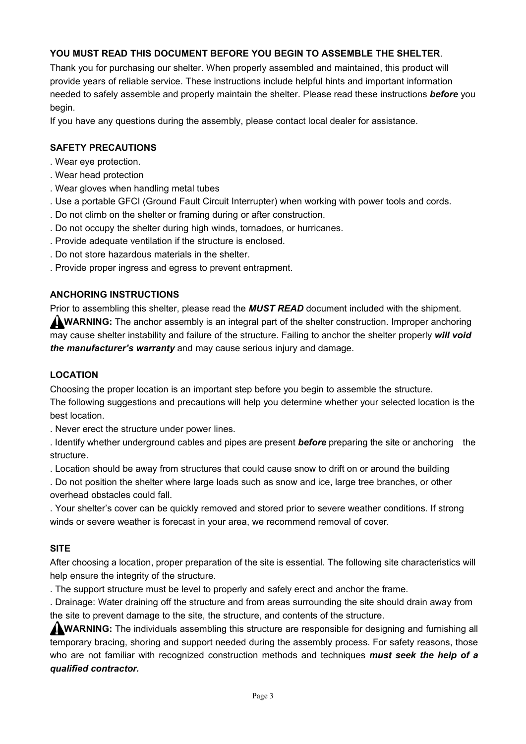**YOU MUST READ THIS DOCUMENT BEFORE YOU BEGIN TO ASSEMBLE THE SHELTER**.

Thank you for purchasing our shelter. When properly assembled and maintained, this product will provide years of reliable service. These instructions include helpful hints and important information needed to safely assemble and properly maintain the shelter. Please read these instructions ***before*** you begin.

If you have any questions during the assembly, please contact local dealer for assistance.

## SAFETY PRECAUTIONS

. Wear eye protection.
. Wear head protection
. Wear gloves when handling metal tubes
. Use a portable GFCI (Ground Fault Circuit Interrupter) when working with power tools and cords.
. Do not climb on the shelter or framing during or after construction.
. Do not occupy the shelter during high winds, tornadoes, or hurricanes.
. Provide adequate ventilation if the structure is enclosed.
. Do not store hazardous materials in the shelter.
. Provide proper ingress and egress to prevent entrapment.

## ANCHORING INSTRUCTIONS

Prior to assembling this shelter, please read the ***MUST READ*** document included with the shipment.

⚠**WARNING:** The anchor assembly is an integral part of the shelter construction. Improper anchoring may cause shelter instability and failure of the structure. Failing to anchor the shelter properly ***will void the manufacturer's warranty*** and may cause serious injury and damage.

## LOCATION

Choosing the proper location is an important step before you begin to assemble the structure.
The following suggestions and precautions will help you determine whether your selected location is the best location.

. Never erect the structure under power lines.
. Identify whether underground cables and pipes are present ***before*** preparing the site or anchoring the structure.
. Location should be away from structures that could cause snow to drift on or around the building
. Do not position the shelter where large loads such as snow and ice, large tree branches, or other overhead obstacles could fall.
. Your shelter's cover can be quickly removed and stored prior to severe weather conditions. If strong winds or severe weather is forecast in your area, we recommend removal of cover.

## SITE

After choosing a location, proper preparation of the site is essential. The following site characteristics will help ensure the integrity of the structure.

. The support structure must be level to properly and safely erect and anchor the frame.
. Drainage: Water draining off the structure and from areas surrounding the site should drain away from the site to prevent damage to the site, the structure, and contents of the structure.

⚠**WARNING:** The individuals assembling this structure are responsible for designing and furnishing all temporary bracing, shoring and support needed during the assembly process. For safety reasons, those who are not familiar with recognized construction methods and techniques ***must seek the help of a qualified contractor.***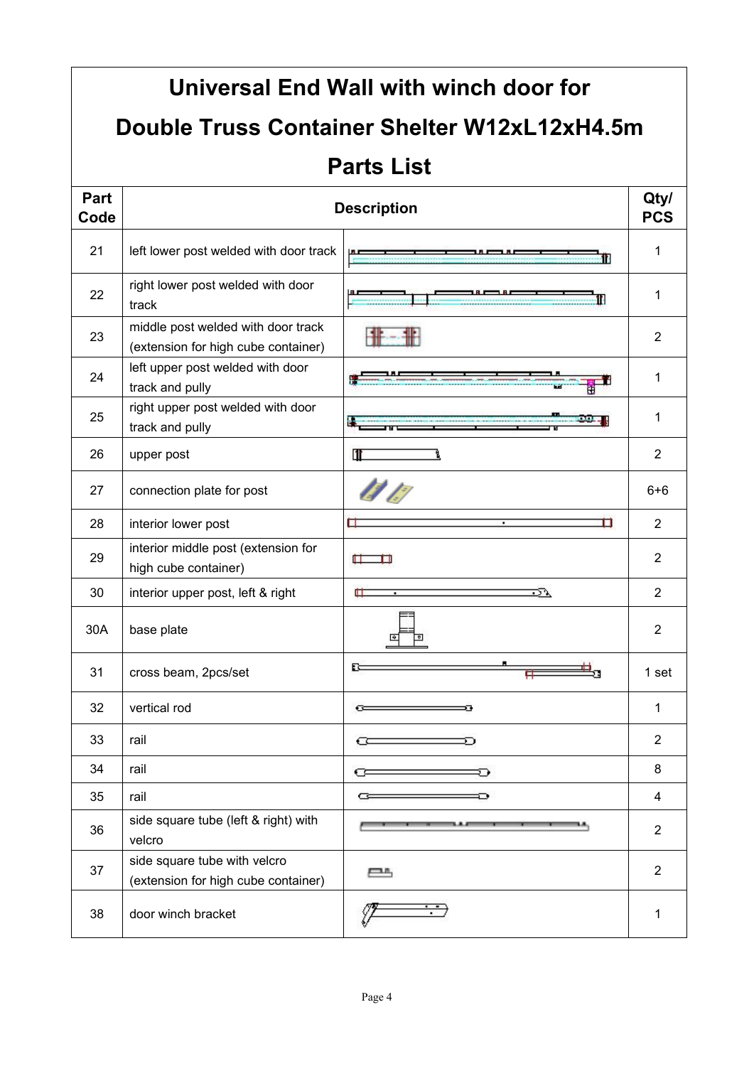# Universal End Wall with winch door for Double Truss Container Shelter W12xL12xH4.5m Parts List

| Part Code | Description | | Qty/ PCS |
|---|---|---|---|
| 21 | left lower post welded with door track | | 1 |
| 22 | right lower post welded with door track | | 1 |
| 23 | middle post welded with door track (extension for high cube container) | | 2 |
| 24 | left upper post welded with door track and pully | | 1 |
| 25 | right upper post welded with door track and pully | | 1 |
| 26 | upper post | | 2 |
| 27 | connection plate for post | | 6+6 |
| 28 | interior lower post | | 2 |
| 29 | interior middle post (extension for high cube container) | | 2 |
| 30 | interior upper post, left & right | | 2 |
| 30A | base plate | | 2 |
| 31 | cross beam, 2pcs/set | | 1 set |
| 32 | vertical rod | | 1 |
| 33 | rail | | 2 |
| 34 | rail | | 8 |
| 35 | rail | | 4 |
| 36 | side square tube (left & right) with velcro | | 2 |
| 37 | side square tube with velcro (extension for high cube container) | | 2 |
| 38 | door winch bracket | | 1 |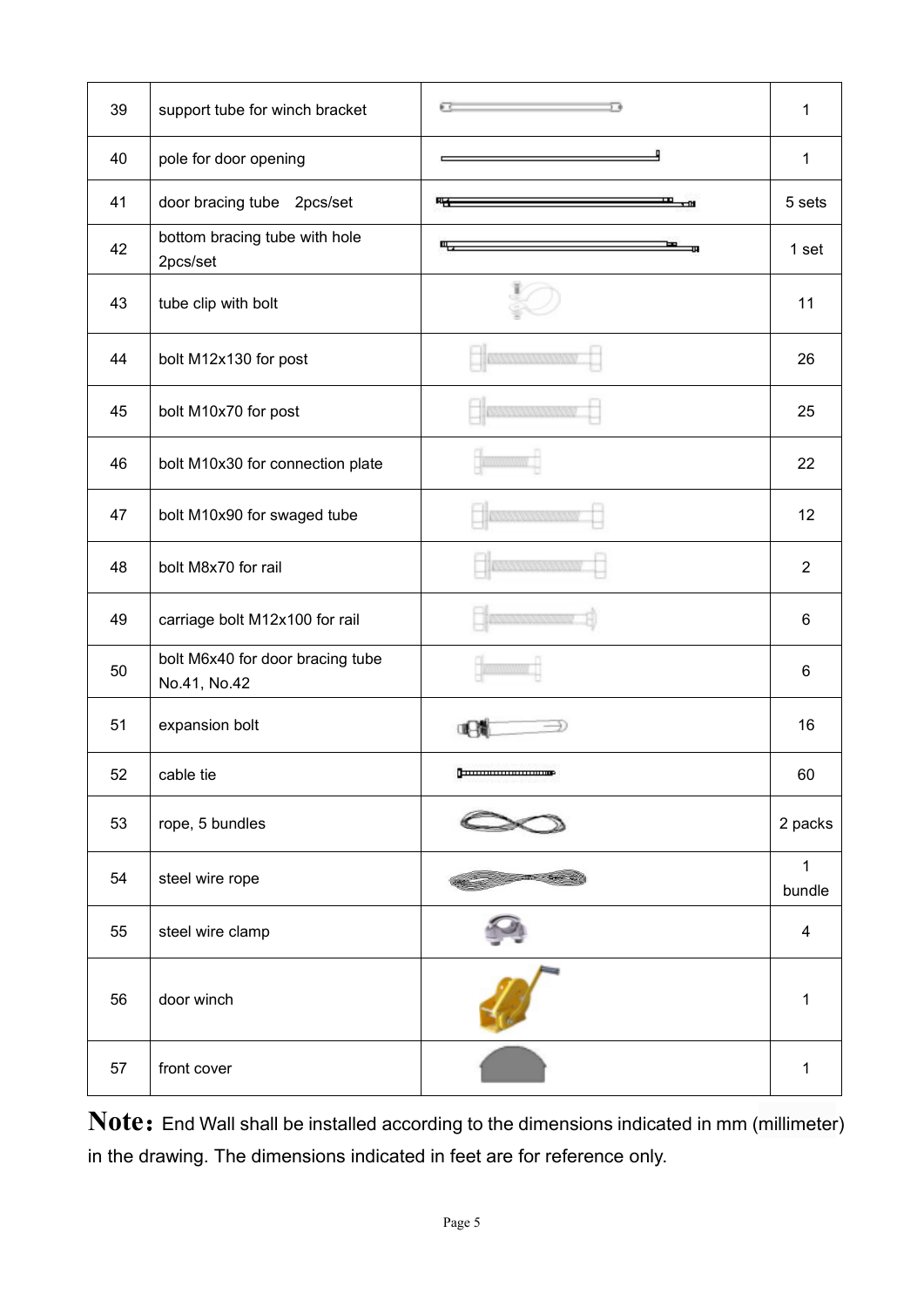| | | | |
|---|---|---|---|
| 39 | support tube for winch bracket | | 1 |
| 40 | pole for door opening | | 1 |
| 41 | door bracing tube   2pcs/set | | 5 sets |
| 42 | bottom bracing tube with hole 2pcs/set | | 1 set |
| 43 | tube clip with bolt | | 11 |
| 44 | bolt M12x130 for post | | 26 |
| 45 | bolt M10x70 for post | | 25 |
| 46 | bolt M10x30 for connection plate | | 22 |
| 47 | bolt M10x90 for swaged tube | | 12 |
| 48 | bolt M8x70 for rail | | 2 |
| 49 | carriage bolt M12x100 for rail | | 6 |
| 50 | bolt M6x40 for door bracing tube No.41, No.42 | | 6 |
| 51 | expansion bolt | | 16 |
| 52 | cable tie | | 60 |
| 53 | rope, 5 bundles | | 2 packs |
| 54 | steel wire rope | | 1 bundle |
| 55 | steel wire clamp | | 4 |
| 56 | door winch | | 1 |
| 57 | front cover | | 1 |

**Note:** End Wall shall be installed according to the dimensions indicated in mm (millimeter) in the drawing. The dimensions indicated in feet are for reference only.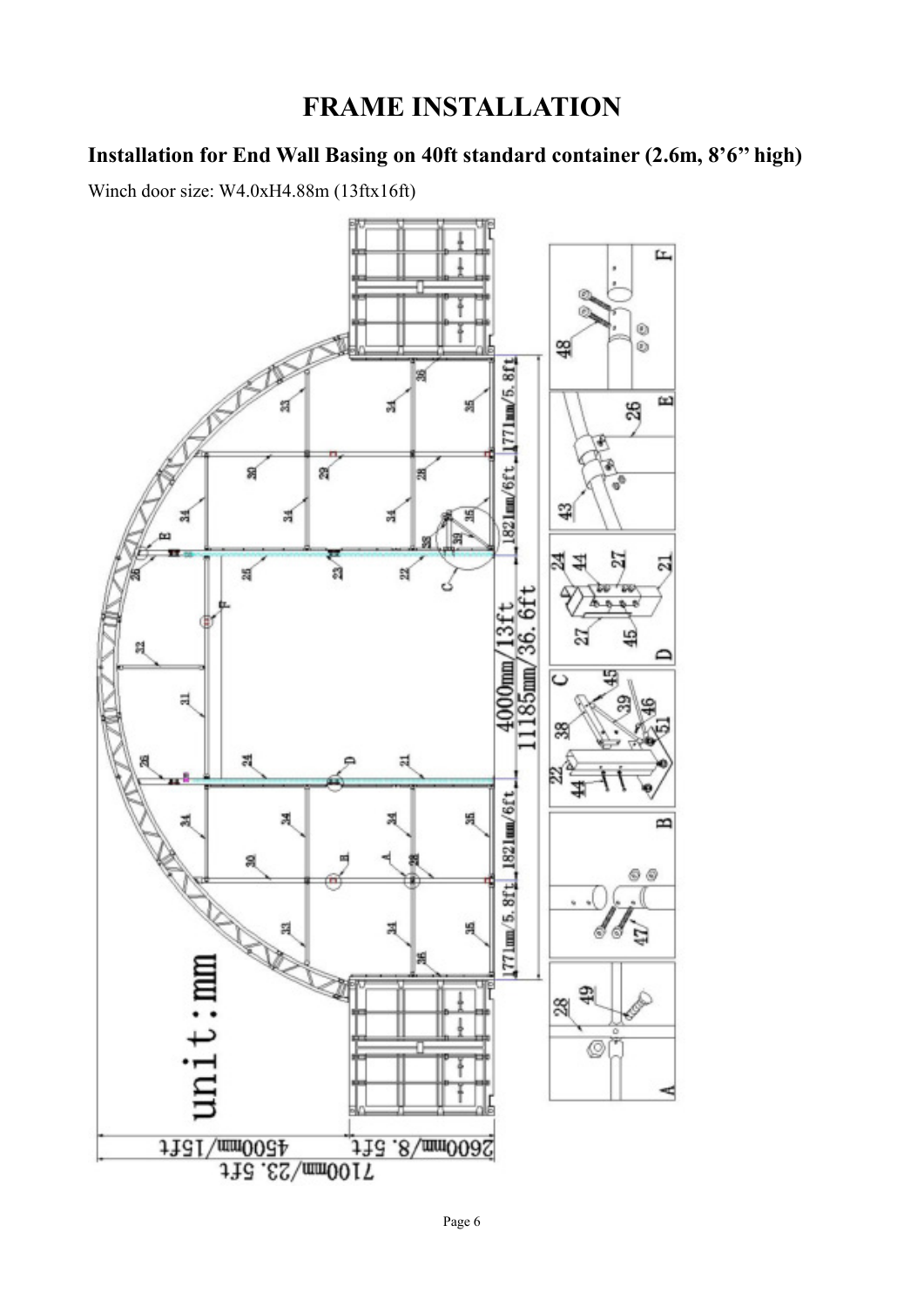# FRAME INSTALLATION

## Installation for End Wall Basing on 40ft standard container (2.6m, 8'6" high)

Winch door size: W4.0xH4.88m (13ftx16ft)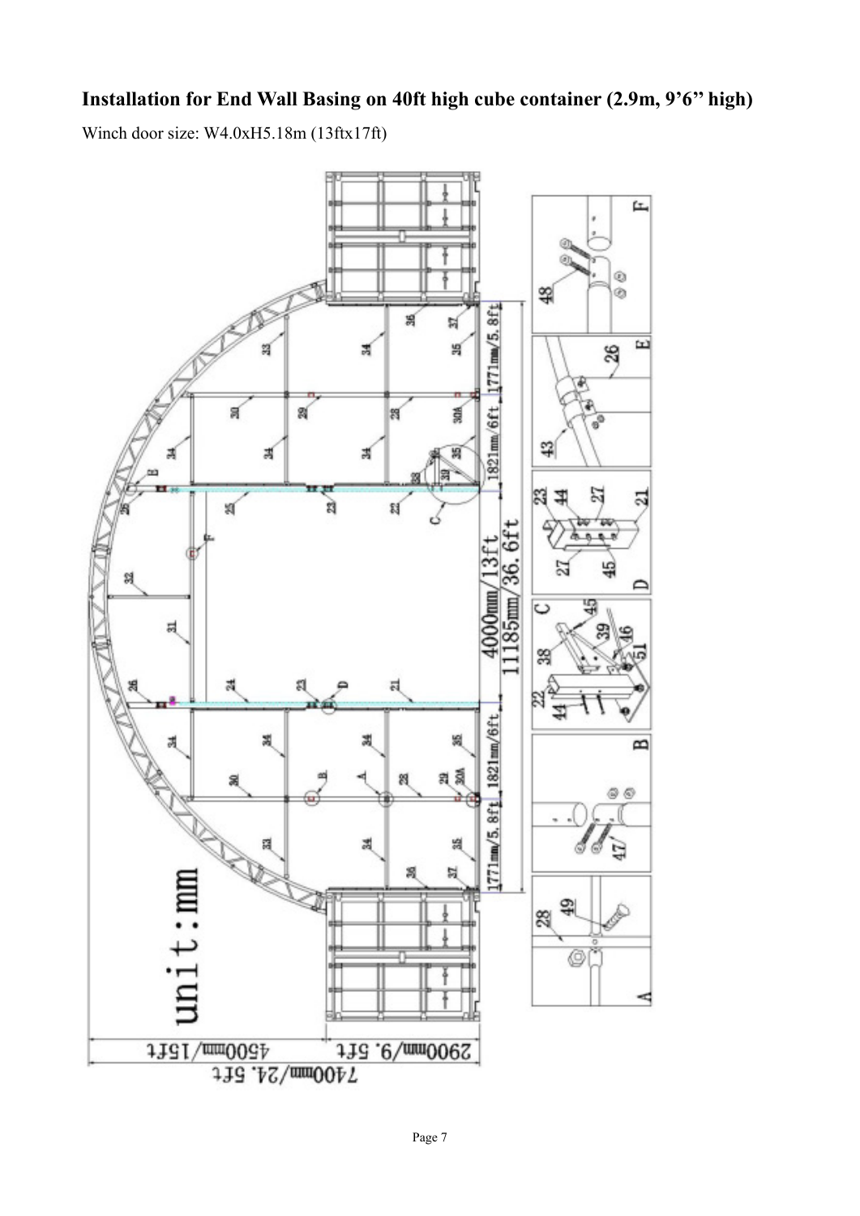## Installation for End Wall Basing on 40ft high cube container (2.9m, 9'6" high)

Winch door size: W4.0xH5.18m (13ftx17ft)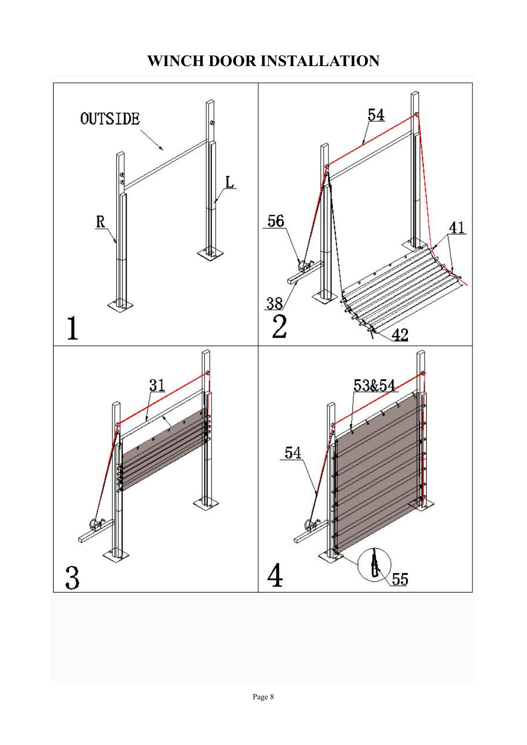# WINCH DOOR INSTALLATION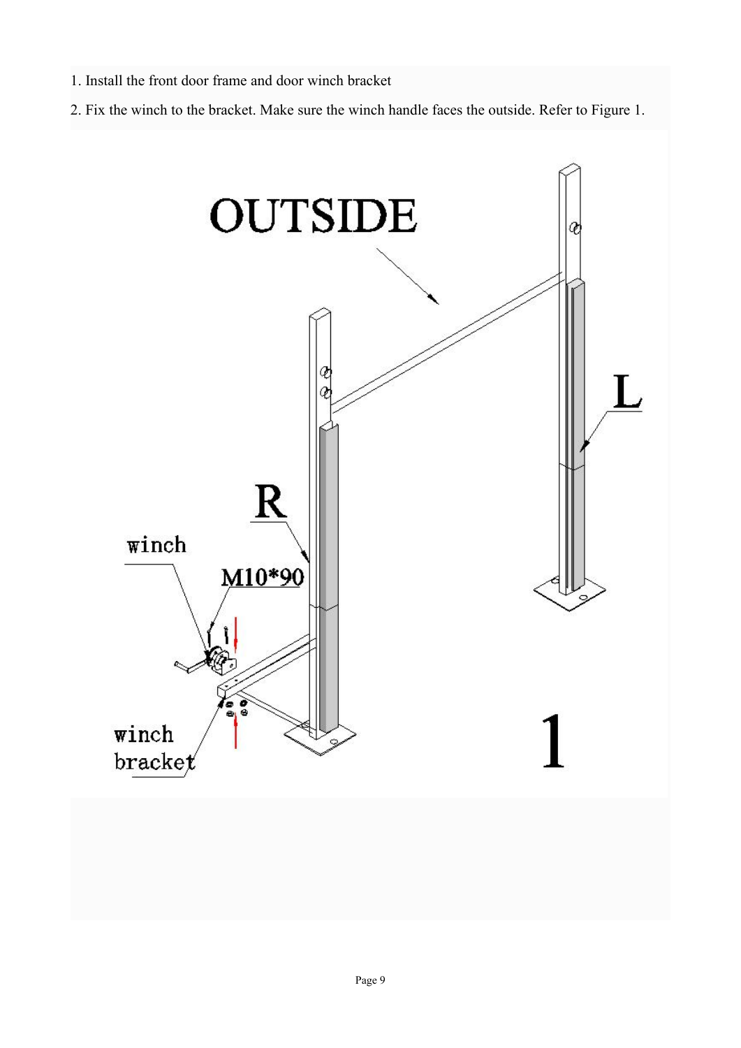1. Install the front door frame and door winch bracket
2. Fix the winch to the bracket. Make sure the winch handle faces the outside. Refer to Figure 1.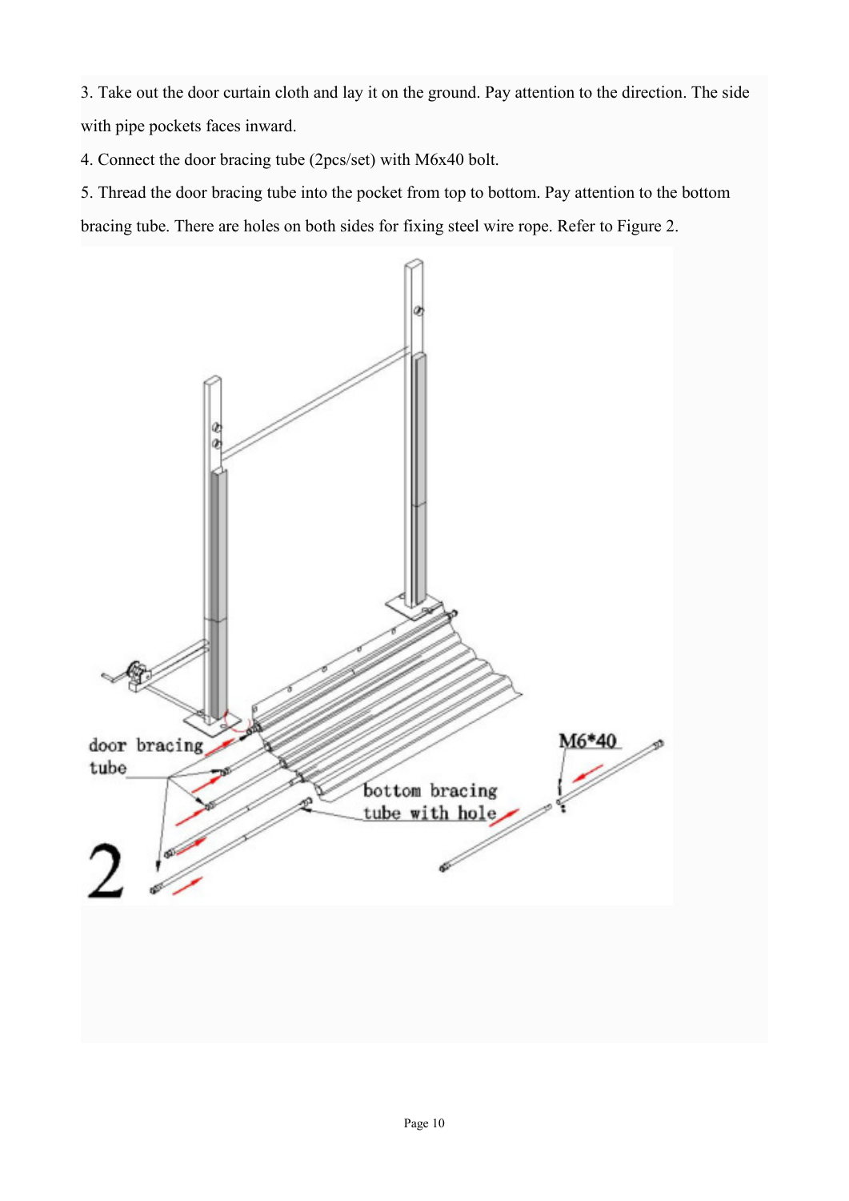3. Take out the door curtain cloth and lay it on the ground. Pay attention to the direction. The side with pipe pockets faces inward.

4. Connect the door bracing tube (2pcs/set) with M6x40 bolt.

5. Thread the door bracing tube into the pocket from top to bottom. Pay attention to the bottom bracing tube. There are holes on both sides for fixing steel wire rope. Refer to Figure 2.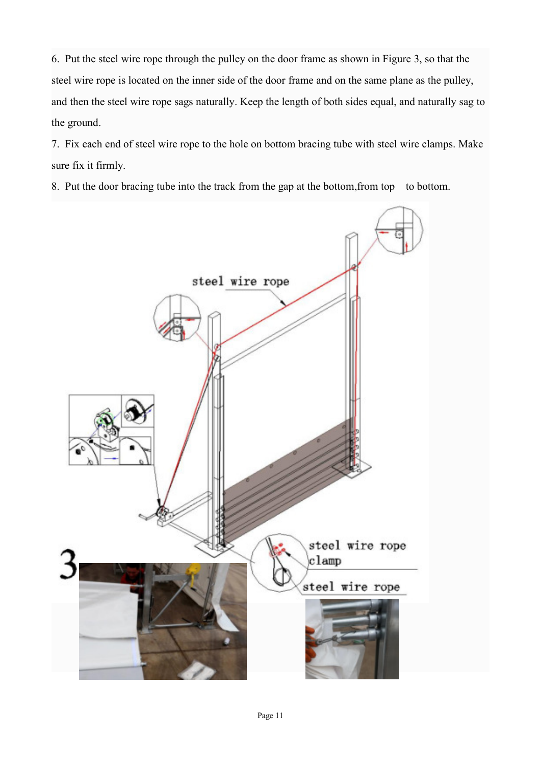6. Put the steel wire rope through the pulley on the door frame as shown in Figure 3, so that the steel wire rope is located on the inner side of the door frame and on the same plane as the pulley, and then the steel wire rope sags naturally. Keep the length of both sides equal, and naturally sag to the ground.
7. Fix each end of steel wire rope to the hole on bottom bracing tube with steel wire clamps. Make sure fix it firmly.
8. Put the door bracing tube into the track from the gap at the bottom,from top to bottom.

steel wire rope

steel wire rope clamp

steel wire rope

3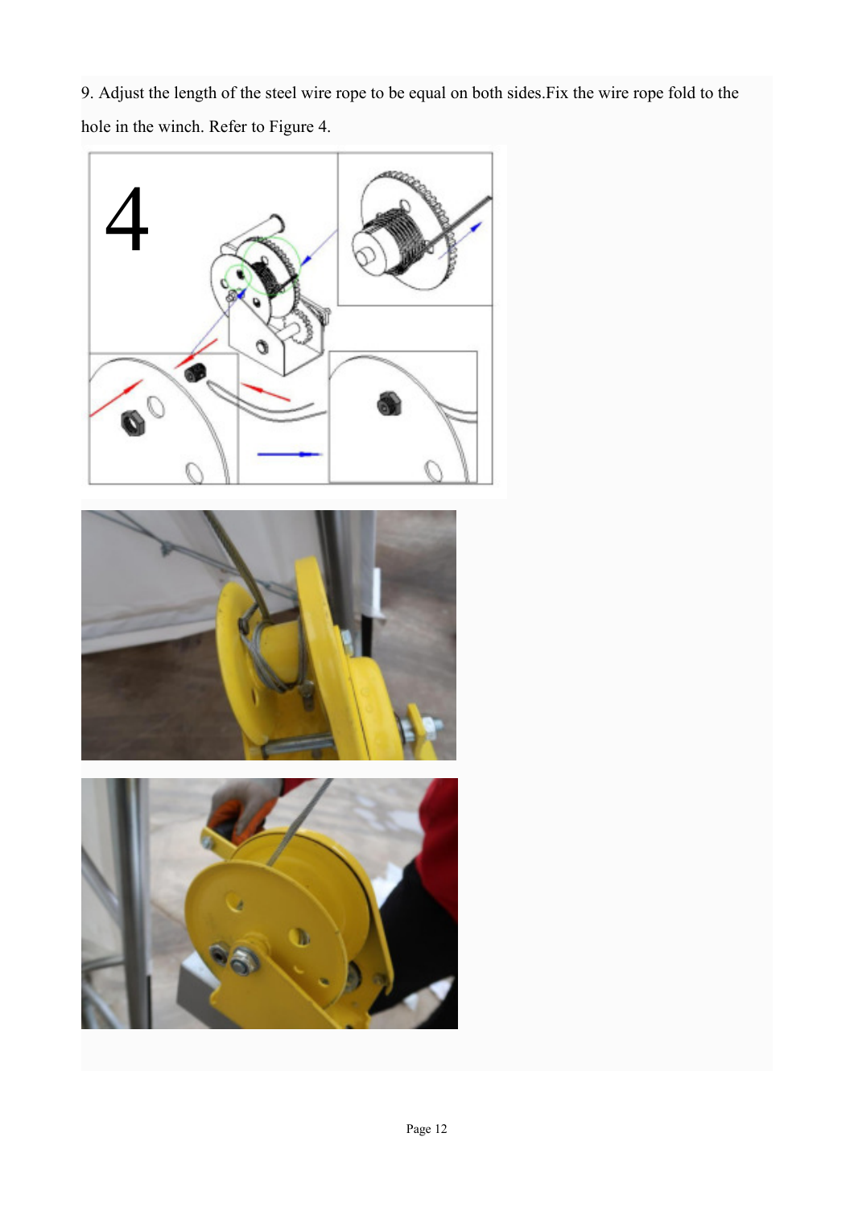9. Adjust the length of the steel wire rope to be equal on both sides.Fix the wire rope fold to the hole in the winch. Refer to Figure 4.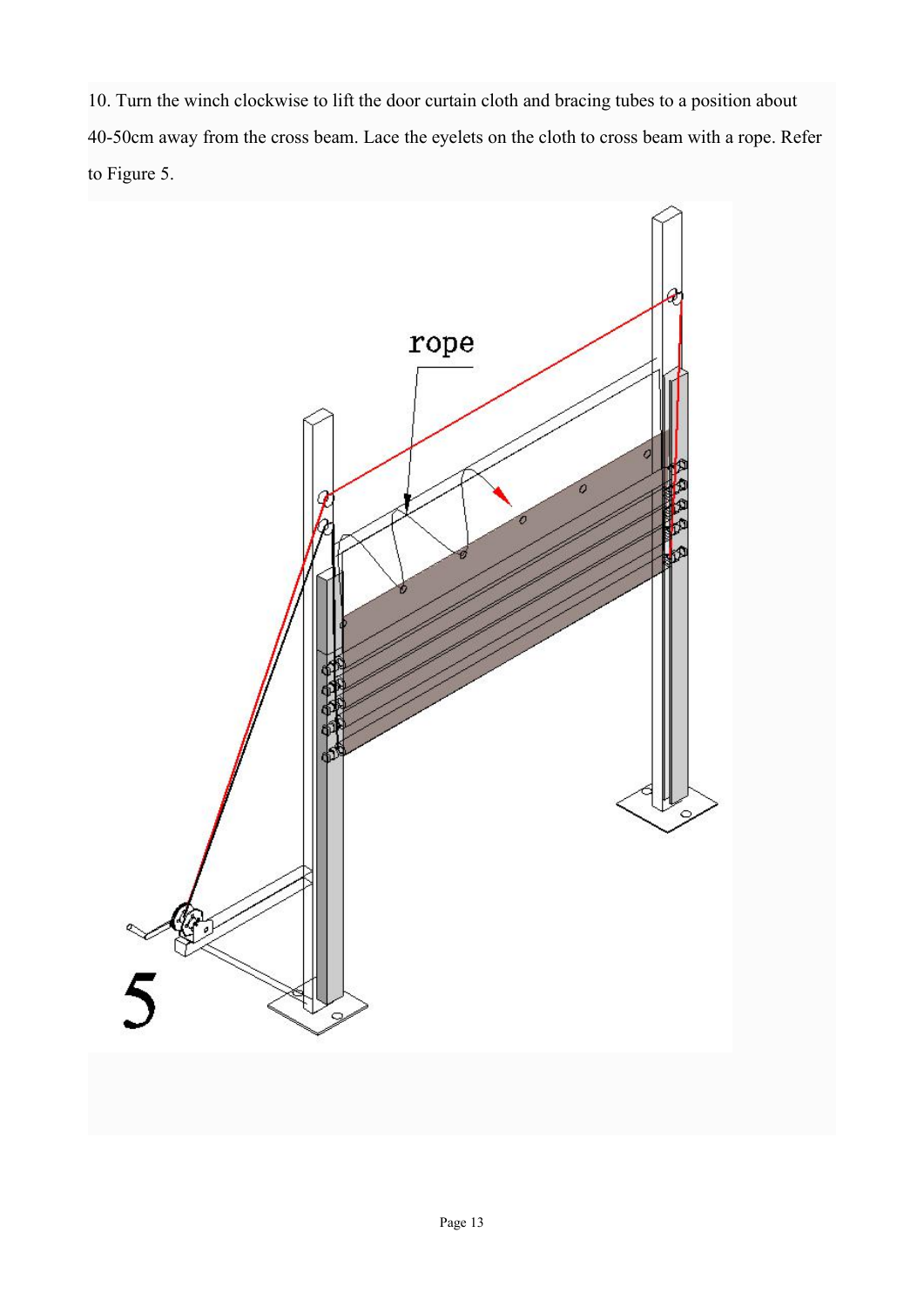10. Turn the winch clockwise to lift the door curtain cloth and bracing tubes to a position about 40-50cm away from the cross beam. Lace the eyelets on the cloth to cross beam with a rope. Refer to Figure 5.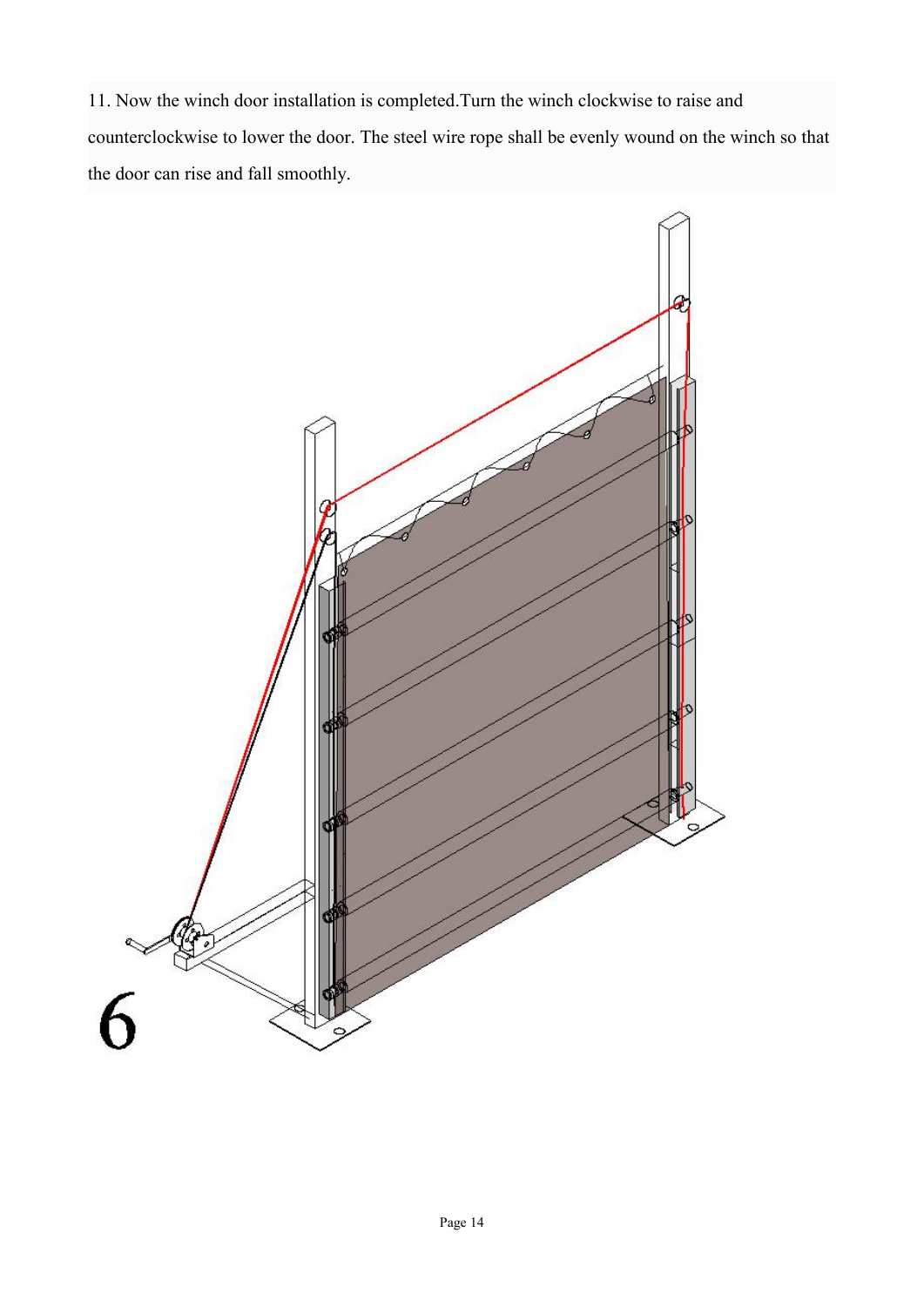11. Now the winch door installation is completed.Turn the winch clockwise to raise and counterclockwise to lower the door. The steel wire rope shall be evenly wound on the winch so that the door can rise and fall smoothly.

6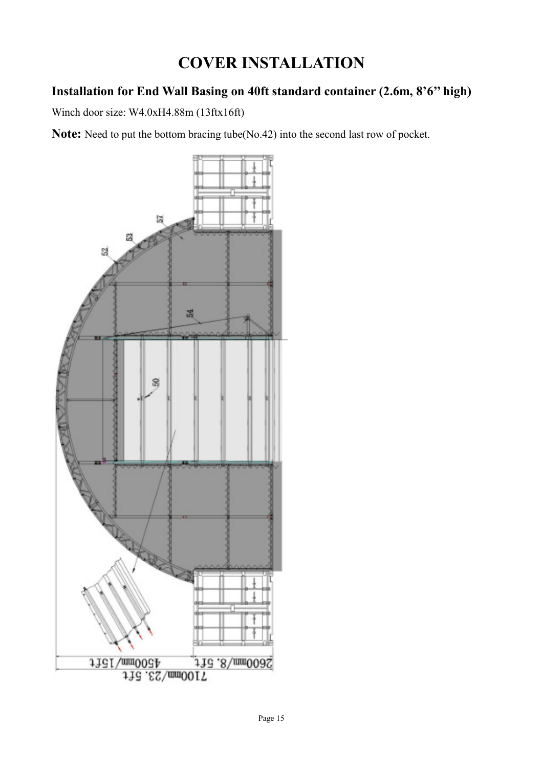# COVER INSTALLATION

## Installation for End Wall Basing on 40ft standard container (2.6m, 8’6” high)

Winch door size: W4.0xH4.88m (13ftx16ft)

**Note:** Need to put the bottom bracing tube(No.42) into the second last row of pocket.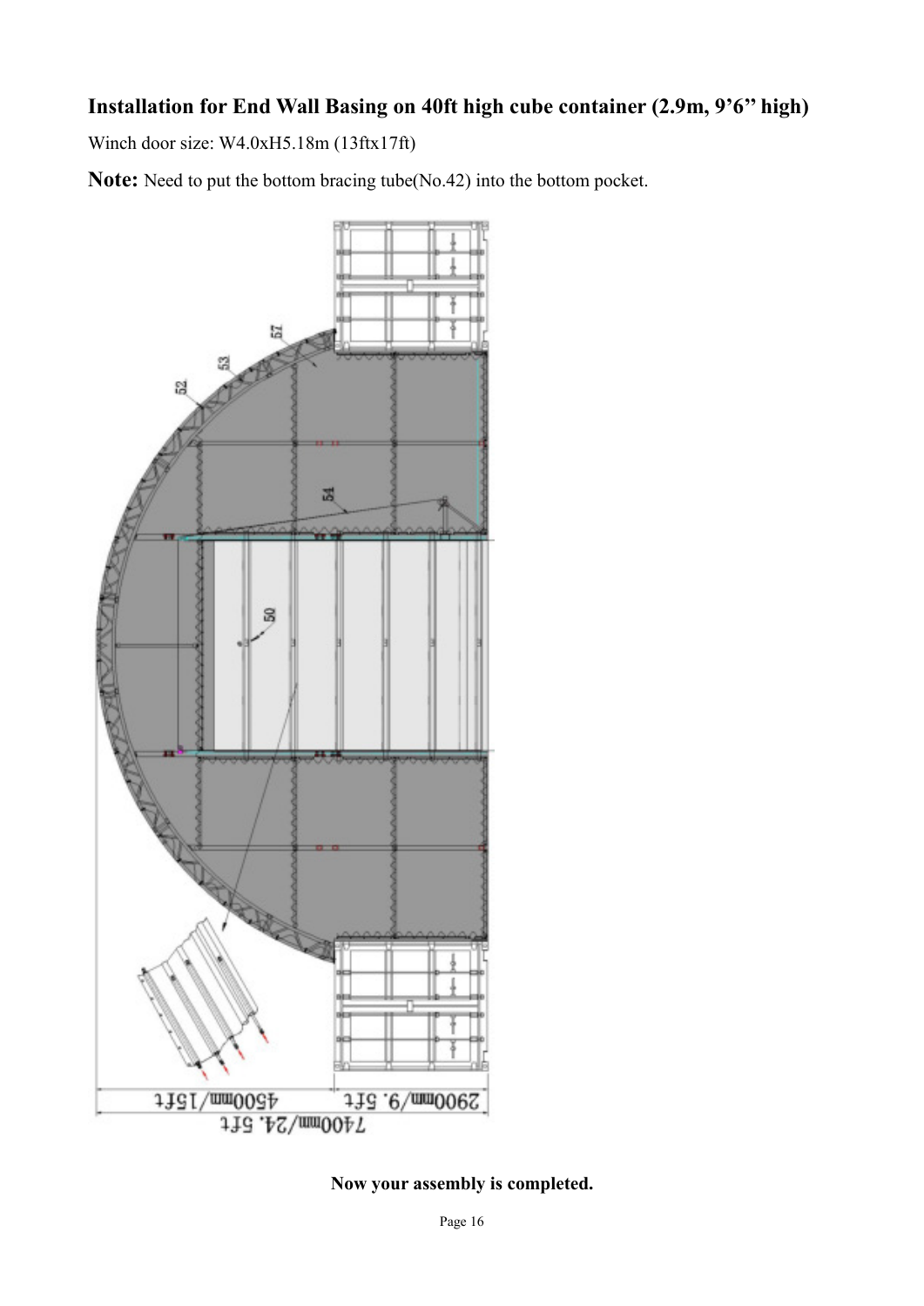## Installation for End Wall Basing on 40ft high cube container (2.9m, 9’6” high)

Winch door size: W4.0xH5.18m (13ftx17ft)

**Note:** Need to put the bottom bracing tube(No.42) into the bottom pocket.

57
53
52
54
50
2900mm/9.5ft
4500mm/15ft
7400mm/24.5ft

**Now your assembly is completed.**